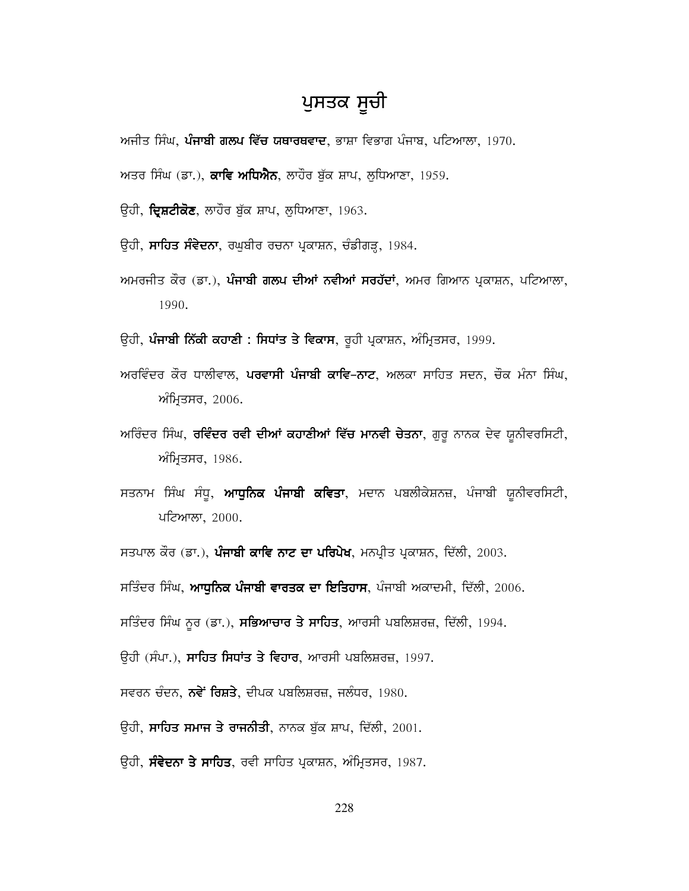# ਪੁਸਤਕ ਸੂਚੀ

ਅਜੀਤ ਸਿੰਘ, **ਪੰਜਾਬੀ ਗਲਪ ਵਿੱਚ ਯਥਾਰਥਵਾਦ**, ਭਾਸ਼ਾ ਵਿਭਾਗ ਪੰਜਾਬ, ਪਟਿਆਲਾ, 1970.

ਅਤਰ ਸਿੰਘ (ਡਾ.), **ਕਾਵਿ ਅਧਿਐਨ**, ਲਾਹੌਰ ਬੁੱਕ ਸ਼ਾਪ, ਲੁਧਿਆਣਾ, 1959.

ਉਹੀ, **ਦ੍ਰਿਸ਼ਟੀਕੋਣ**, ਲਾਹੌਰ ਬੁੱਕ ਸ਼ਾਪ, ਲੁਧਿਆਣਾ, 1963.

ਉਹੀ, **ਸਾਹਿਤ ਸੰਵੇਦਨਾ**, ਰਘੁਬੀਰ ਰਚਨਾ ਪ੍ਰਕਾਸ਼ਨ, ਚੰਡੀਗੜ੍ਹ, 1984.

ਅਮਰਜੀਤ ਕੌਰ (ਡਾ.), **ਪੰਜਾਬੀ ਗਲਪ ਦੀਆਂ ਨਵੀਆਂ ਸਰਹੱਦਾਂ**, ਅਮਰ ਗਿਆਨ ਪ੍ਰਕਾਸ਼ਨ, ਪਟਿਆਲਾ, 1990.

ਉਹੀ, **ਪੰਜਾਬੀ ਨਿੱਕੀ ਕਹਾਣੀ : ਸਿਧਾਂਤ ਤੇ ਵਿਕਾਸ**, ਰੂਹੀ ਪ੍ਰਕਾਸ਼ਨ, ਅੰਮ੍ਰਿਤਸਰ, 1999.

ਅਰਵਿੰਦਰ ਕੌਰ ਧਾਲੀਵਾਲ, **ਪਰਵਾਸੀ ਪੰਜਾਬੀ ਕਾਵਿ-ਨਾਟ**, ਅਲਕਾ ਸਾਹਿਤ ਸਦਨ, ਚੌਕ ਮੰਨਾ ਸਿੰਘ, ਅੰਮ੍ਰਿਤਸਰ, 2006.

ਅਰਿੰਦਰ ਸਿੰਘ, **ਰਵਿੰਦਰ ਰਵੀ ਦੀਆਂ ਕਹਾਣੀਆਂ ਵਿੱਚ ਮਾਨਵੀ ਚੇਤਨਾ**, ਗੁਰੂ ਨਾਨਕ ਦੇਵ ਯੂਨੀਵਰਸਿਟੀ, ਅੰਮ੍ਰਿਤਸਰ, 1986.

ਸਤਨਾਮ ਸਿੰਘ ਸੰਧੂ, **ਆਧੁਨਿਕ ਪੰਜਾਬੀ ਕਵਿਤਾ**, ਮਦਾਨ ਪਬਲੀਕੇਸ਼ਨਜ਼, ਪੰਜਾਬੀ ਯੂਨੀਵਰਸਿਟੀ, ਪਟਿਆਲਾ, 2000.

ਸਤਪਾਲ ਕੌਰ (ਡਾ.), **ਪੰਜਾਬੀ ਕਾਵਿ ਨਾਟ ਦਾ ਪਰਿਪੇਖ**, ਮਨਪ੍ਰੀਤ ਪ੍ਰਕਾਸ਼ਨ, ਦਿੱਲੀ, 2003.

ਸਤਿੰਦਰ ਸਿੰਘ, **ਆਧੁਨਿਕ ਪੰਜਾਬੀ ਵਾਰਤਕ ਦਾ ਇਤਿਹਾਸ**, ਪੰਜਾਬੀ ਅਕਾਦਮੀ, ਦਿੱਲੀ, 2006.

ਸਤਿੰਦਰ ਸਿੰਘ ਨੂਰ (ਡਾ.), **ਸਭਿਆਚਾਰ ਤੇ ਸਾਹਿਤ**, ਆਰਸੀ ਪਬਲਿਸ਼ਰਜ਼, ਦਿੱਲੀ, 1994.

ਉਹੀ (ਸੰਪਾ.), **ਸਾਹਿਤ ਸਿਧਾਂਤ ਤੇ ਵਿਹਾਰ**, ਆਰਸੀ ਪਬਲਿਸ਼ਰਜ਼, 1997.

ਸਵਰਨ ਚੰਦਨ, **ਨਵੇਂ ਰਿਸ਼ਤੇ**, ਦੀਪਕ ਪਬਲਿਸ਼ਰਜ਼, ਜਲੰਧਰ, 1980.

ਉਹੀ, **ਸਾਹਿਤ ਸਮਾਜ ਤੇ ਰਾਜਨੀਤੀ**, ਨਾਨਕ ਬੁੱਕ ਸ਼ਾਪ, ਦਿੱਲੀ, 2001.

ਉਹੀ, **ਸੰਵੇਦਨਾ ਤੇ ਸਾਹਿਤ**, ਰਵੀ ਸਾਹਿਤ ਪ੍ਰਕਾਸ਼ਨ, ਅੰਮ੍ਰਿਤਸਰ, 1987.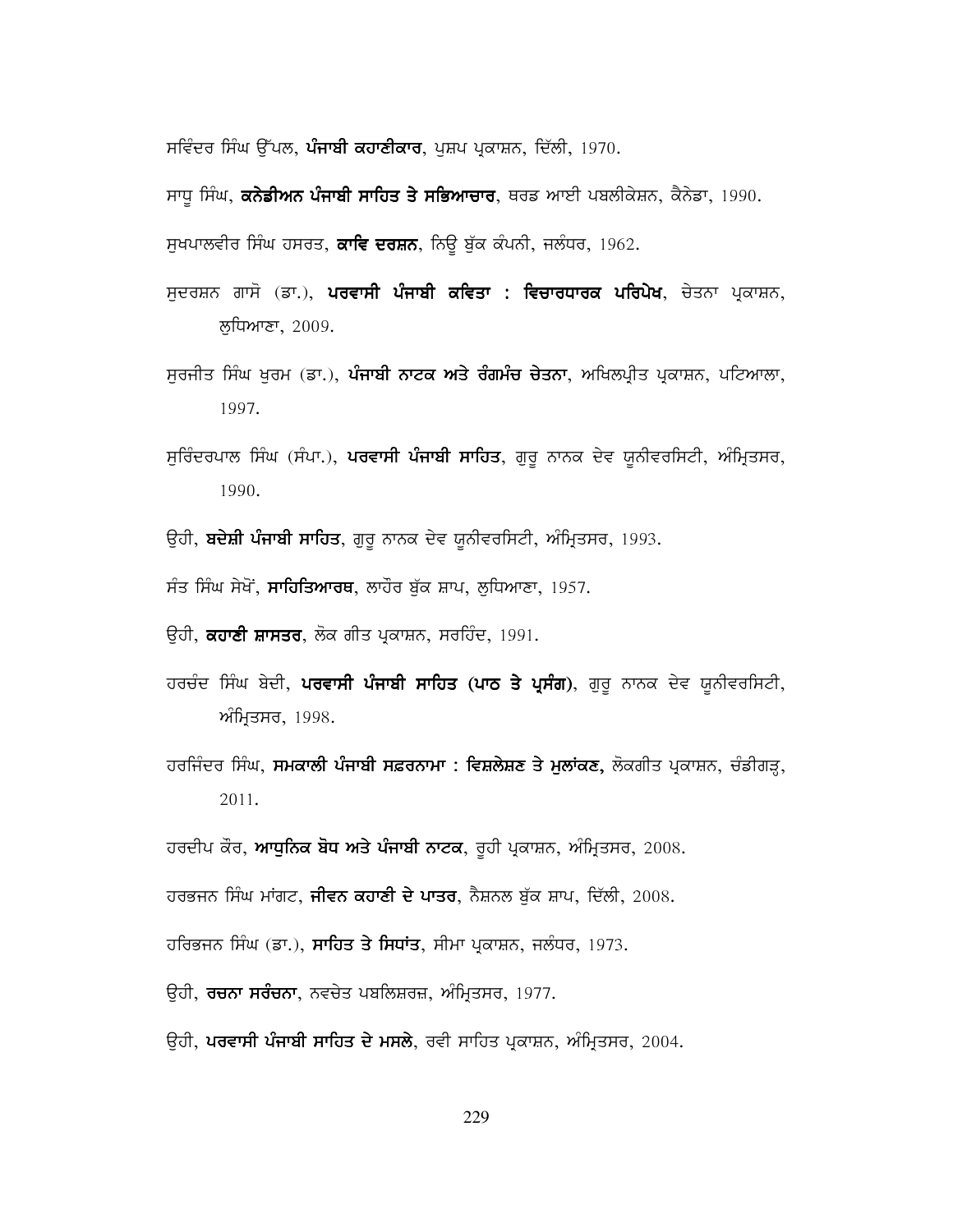ਸਵਿੰਦਰ ਸਿੰਘ ਉੱਪਲ, **ਪੰਜਾਬੀ ਕਹਾਣੀਕਾਰ**, ਪੁਸ਼ਪ ਪ੍ਰਕਾਸ਼ਨ, ਦਿੱਲੀ, 1970.

ਸਾਧੂ ਸਿੰਘ, **ਕਨੇਡੀਅਨ ਪੰਜਾਬੀ ਸਾਹਿਤ ਤੇ ਸਭਿਆਚਾਰ**, ਥਰਡ ਆਈ ਪਬਲੀਕੇਸ਼ਨ, ਕੈਨੇਡਾ, 1990.

ਸੁਖਪਾਲਵੀਰ ਸਿੰਘ ਹਸਰਤ, **ਕਾਵਿ ਦਰਸ਼ਨ**, ਨਿਊ ਬੁੱਕ ਕੰਪਨੀ, ਜਲੰਧਰ, 1962.

ਸੁਦਰਸ਼ਨ ਗਾਸੋ (ਡਾ.), **ਪਰਵਾਸੀ ਪੰਜਾਬੀ ਕਵਿਤਾ : ਵਿਚਾਰਧਾਰਕ ਪਰਿਪੇਖ**, ਚੇਤਨਾ ਪ੍ਰਕਾਸ਼ਨ, ਲੁਧਿਆਣਾ, 2009.

ਸੁਰਜੀਤ ਸਿੰਘ ਖੁਰਮ (ਡਾ.), **ਪੰਜਾਬੀ ਨਾਟਕ ਅਤੇ ਰੰਗਮੰਚ ਚੇਤਨਾ**, ਅਖਿਲਪ੍ਰੀਤ ਪ੍ਰਕਾਸ਼ਨ, ਪਟਿਆਲਾ, 1997.

ਸੁਰਿੰਦਰਪਾਲ ਸਿੰਘ (ਸੰਪਾ.), **ਪਰਵਾਸੀ ਪੰਜਾਬੀ ਸਾਹਿਤ**, ਗੁਰੂ ਨਾਨਕ ਦੇਵ ਯੂਨੀਵਰਸਿਟੀ, ਅੰਮ੍ਰਿਤਸਰ, 1990.

ਉਹੀ, **ਬਦੇਸ਼ੀ ਪੰਜਾਬੀ ਸਾਹਿਤ**, ਗੁਰੂ ਨਾਨਕ ਦੇਵ ਯੂਨੀਵਰਸਿਟੀ, ਅੰਮ੍ਰਿਤਸਰ, 1993.

ਸੰਤ ਸਿੰਘ ਸੇਖੋਂ, **ਸਾਹਿਤਿਆਰਥ**, ਲਾਹੌਰ ਬੁੱਕ ਸ਼ਾਪ, ਲੁਧਿਆਣਾ, 1957.

ਉਹੀ, **ਕਹਾਣੀ ਸ਼ਾਸਤਰ**, ਲੋਕ ਗੀਤ ਪ੍ਰਕਾਸ਼ਨ, ਸਰਹਿੰਦ, 1991.

ਹਰਚੰਦ ਸਿੰਘ ਬੇਦੀ, **ਪਰਵਾਸੀ ਪੰਜਾਬੀ ਸਾਹਿਤ (ਪਾਠ ਤੇ ਪ੍ਰਸੰਗ)**, ਗੁਰੂ ਨਾਨਕ ਦੇਵ ਯੂਨੀਵਰਸਿਟੀ, ਅੰਮ੍ਰਿਤਸਰ, 1998.

ਹਰਜਿੰਦਰ ਸਿੰਘ, **ਸਮਕਾਲੀ ਪੰਜਾਬੀ ਸਫ਼ਰਨਾਮਾ : ਵਿਸ਼ਲੇਸ਼ਣ ਤੇ ਮੁਲਾਂਕਣ,** ਲੋਕਗੀਤ ਪ੍ਰਕਾਸ਼ਨ, ਚੰਡੀਗੜ੍ਹ, 2011.

ਹਰਦੀਪ ਕੌਰ, **ਆਧੁਨਿਕ ਬੋਧ ਅਤੇ ਪੰਜਾਬੀ ਨਾਟਕ**, ਰੂਹੀ ਪ੍ਰਕਾਸ਼ਨ, ਅੰਮ੍ਰਿਤਸਰ, 2008.

ਹਰਭਜਨ ਸਿੰਘ ਮਾਂਗਟ, **ਜੀਵਨ ਕਹਾਣੀ ਦੇ ਪਾਤਰ**, ਨੈਸ਼ਨਲ ਬੁੱਕ ਸ਼ਾਪ, ਦਿੱਲੀ, 2008.

ਹਰਿਭਜਨ ਸਿੰਘ (ਡਾ.), **ਸਾਹਿਤ ਤੇ ਸਿਧਾਂਤ**, ਸੀਮਾ ਪ੍ਰਕਾਸ਼ਨ, ਜਲੰਧਰ, 1973.

ਉਹੀ, **ਰਚਨਾ ਸਰੰਚਨਾ**, ਨਵਚੇਤ ਪਬਲਿਸ਼ਰਜ਼, ਅੰਮ੍ਰਿਤਸਰ, 1977.

ਉਹੀ, **ਪਰਵਾਸੀ ਪੰਜਾਬੀ ਸਾਹਿਤ ਦੇ ਮਸਲੇ**, ਰਵੀ ਸਾਹਿਤ ਪ੍ਰਕਾਸ਼ਨ, ਅੰਮ੍ਰਿਤਸਰ, 2004.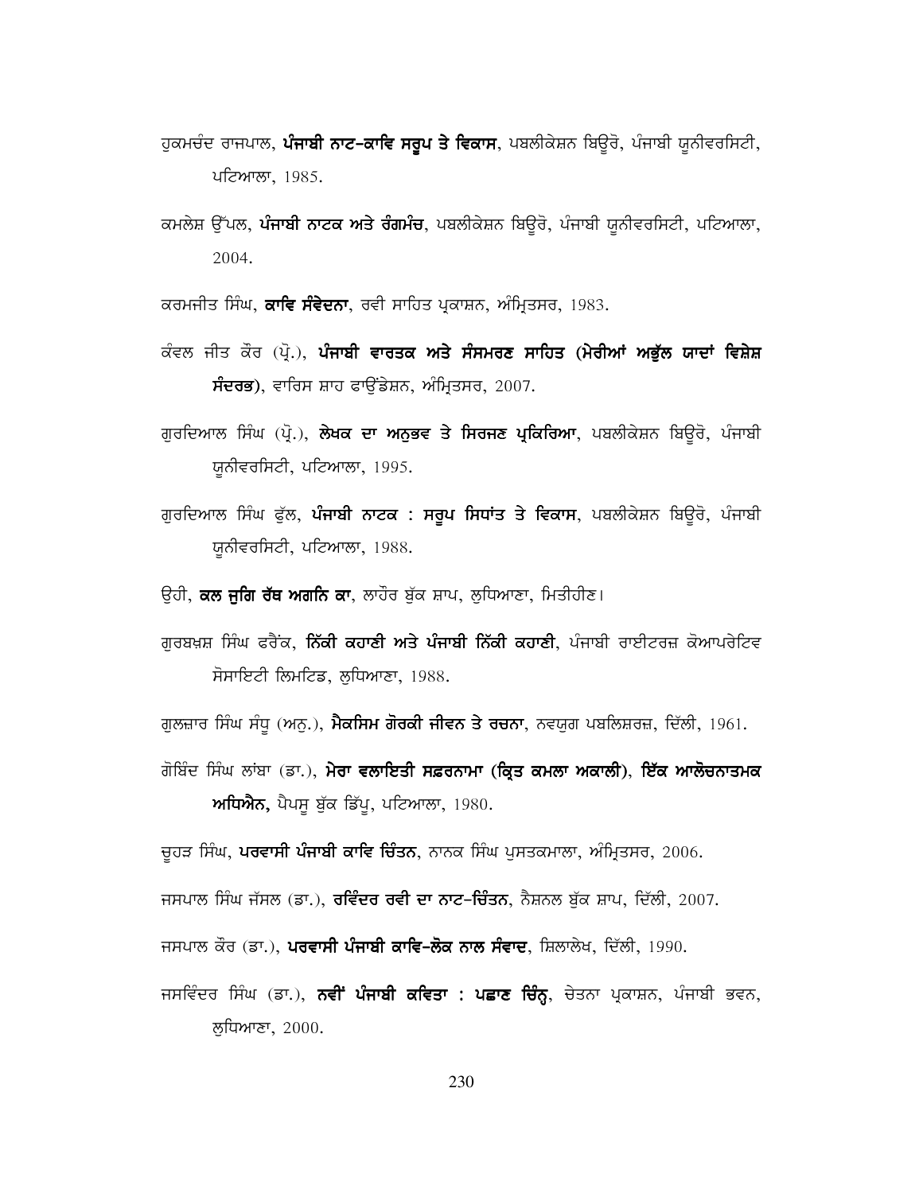ਹੁਕਮਚੰਦ ਰਾਜਪਾਲ, **ਪੰਜਾਬੀ ਨਾਟ-ਕਾਵਿ ਸਰੂਪ ਤੇ ਵਿਕਾਸ**, ਪਬਲੀਕੇਸ਼ਨ ਬਿਊਰੋ, ਪੰਜਾਬੀ ਯੂਨੀਵਰਸਿਟੀ, ਪਟਿਆਲਾ, 1985.

ਕਮਲੇਸ਼ ਉੱਪਲ, **ਪੰਜਾਬੀ ਨਾਟਕ ਅਤੇ ਰੰਗਮੰਚ**, ਪਬਲੀਕੇਸ਼ਨ ਬਿਊਰੋ, ਪੰਜਾਬੀ ਯੂਨੀਵਰਸਿਟੀ, ਪਟਿਆਲਾ, 2004.

ਕਰਮਜੀਤ ਸਿੰਘ, **ਕਾਵਿ ਸੰਵੇਦਨਾ**, ਰਵੀ ਸਾਹਿਤ ਪ੍ਰਕਾਸ਼ਨ, ਅੰਮ੍ਰਿਤਸਰ, 1983.

ਕੰਵਲ ਜੀਤ ਕੌਰ (ਪ੍ਰੋ.), **ਪੰਜਾਬੀ ਵਾਰਤਕ ਅਤੇ ਸੰਸਮਰਣ ਸਾਹਿਤ (ਮੇਰੀਆਂ ਅਭੁੱਲ ਯਾਦਾਂ ਵਿਸ਼ੇਸ਼ ਸੰਦਰਭ)**, ਵਾਰਿਸ ਸ਼ਾਹ ਫਾਉਂਡੇਸ਼ਨ, ਅੰਮ੍ਰਿਤਸਰ, 2007.

ਗੁਰਦਿਆਲ ਸਿੰਘ (ਪ੍ਰੋ.), **ਲੇਖਕ ਦਾ ਅਨੁਭਵ ਤੇ ਸਿਰਜਣ ਪ੍ਰਕਿਰਿਆ**, ਪਬਲੀਕੇਸ਼ਨ ਬਿਊਰੋ, ਪੰਜਾਬੀ ਯੂਨੀਵਰਸਿਟੀ, ਪਟਿਆਲਾ, 1995.

ਗੁਰਦਿਆਲ ਸਿੰਘ ਫੁੱਲ, **ਪੰਜਾਬੀ ਨਾਟਕ : ਸਰੂਪ ਸਿਧਾਂਤ ਤੇ ਵਿਕਾਸ**, ਪਬਲੀਕੇਸ਼ਨ ਬਿਊਰੋ, ਪੰਜਾਬੀ ਯੂਨੀਵਰਸਿਟੀ, ਪਟਿਆਲਾ, 1988.

ਉਹੀ, **ਕਲ ਜੁਗਿ ਰੱਥ ਅਗਨਿ ਕਾ**, ਲਾਹੌਰ ਬੁੱਕ ਸ਼ਾਪ, ਲੁਧਿਆਣਾ, ਮਿਤੀਹੀਣ।

ਗੁਰਬਖ਼ਸ਼ ਸਿੰਘ ਫਰੈਂਕ, **ਨਿੱਕੀ ਕਹਾਣੀ ਅਤੇ ਪੰਜਾਬੀ ਨਿੱਕੀ ਕਹਾਣੀ**, ਪੰਜਾਬੀ ਰਾਈਟਰਜ਼ ਕੋਆਪਰੇਟਿਵ ਸੋਸਾਇਟੀ ਲਿਮਟਿਡ, ਲੁਧਿਆਣਾ, 1988.

ਗੁਲਜ਼ਾਰ ਸਿੰਘ ਸੰਧੂ (ਅਨੁ.), **ਮੈਕਸਿਮ ਗੋਰਕੀ ਜੀਵਨ ਤੇ ਰਚਨਾ**, ਨਵਯੁਗ ਪਬਲਿਸ਼ਰਜ਼, ਦਿੱਲੀ, 1961.

ਗੋਬਿੰਦ ਸਿੰਘ ਲਾਂਬਾ (ਡਾ.), **ਮੇਰਾ ਵਲਾਇਤੀ ਸਫ਼ਰਨਾਮਾ (ਕ੍ਰਿਤ ਕਮਲਾ ਅਕਾਲੀ)**, **ਇੱਕ ਆਲੋਚਨਾਤਮਕ ਅਧਿਐਨ,** ਪੈਪਸੂ ਬੁੱਕ ਡਿੱਪੂ, ਪਟਿਆਲਾ, 1980.

ਚੂਹੜ ਸਿੰਘ, **ਪਰਵਾਸੀ ਪੰਜਾਬੀ ਕਾਵਿ ਚਿੰਤਨ**, ਨਾਨਕ ਸਿੰਘ ਪੁਸਤਕਮਾਲਾ, ਅੰਮ੍ਰਿਤਸਰ, 2006.

ਜਸਪਾਲ ਸਿੰਘ ਜੱਸਲ (ਡਾ.), **ਰਵਿੰਦਰ ਰਵੀ ਦਾ ਨਾਟ-ਚਿੰਤਨ**, ਨੈਸ਼ਨਲ ਬੁੱਕ ਸ਼ਾਪ, ਦਿੱਲੀ, 2007.

ਜਸਪਾਲ ਕੌਰ (ਡਾ.), **ਪਰਵਾਸੀ ਪੰਜਾਬੀ ਕਾਵਿ-ਲੋਕ ਨਾਲ ਸੰਵਾਦ**, ਸ਼ਿਲਾਲੇਖ, ਦਿੱਲੀ, 1990.

ਜਸਵਿੰਦਰ ਸਿੰਘ (ਡਾ.), **ਨਵੀਂ ਪੰਜਾਬੀ ਕਵਿਤਾ : ਪਛਾਣ ਚਿੰਨ੍ਹ**, ਚੇਤਨਾ ਪ੍ਰਕਾਸ਼ਨ, ਪੰਜਾਬੀ ਭਵਨ, ਲੁਧਿਆਣਾ, 2000.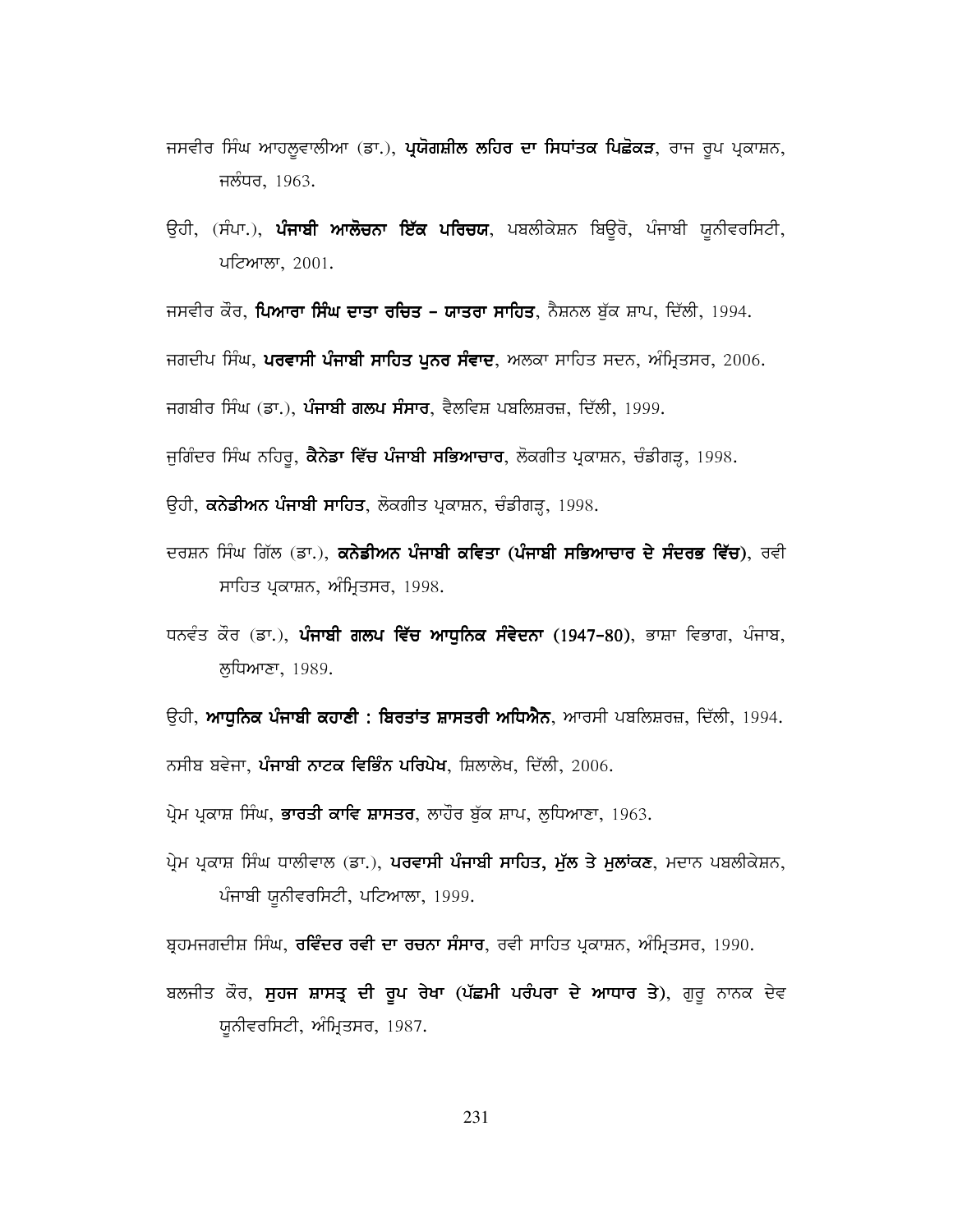ਜਸਵੀਰ ਸਿੰਘ ਆਹਲੂਵਾਲੀਆ (ਡਾ.), **ਪ੍ਰਯੋਗਸ਼ੀਲ ਲਹਿਰ ਦਾ ਸਿਧਾਂਤਕ ਪਿਛੋਕੜ**, ਰਾਜ ਰੂਪ ਪ੍ਰਕਾਸ਼ਨ, ਜਲੰਧਰ, 1963.

ਉਹੀ, (ਸੰਪਾ.), **ਪੰਜਾਬੀ ਆਲੋਚਨਾ ਇੱਕ ਪਰਿਚਯ**, ਪਬਲੀਕੇਸ਼ਨ ਬਿਊਰੋ, ਪੰਜਾਬੀ ਯੂਨੀਵਰਸਿਟੀ, ਪਟਿਆਲਾ, 2001.

ਜਸਵੀਰ ਕੌਰ, **ਪਿਆਰਾ ਸਿੰਘ ਦਾਤਾ ਰਚਿਤ – ਯਾਤਰਾ ਸਾਹਿਤ**, ਨੈਸ਼ਨਲ ਬੁੱਕ ਸ਼ਾਪ, ਦਿੱਲੀ, 1994.

ਜਗਦੀਪ ਸਿੰਘ, **ਪਰਵਾਸੀ ਪੰਜਾਬੀ ਸਾਹਿਤ ਪੁਨਰ ਸੰਵਾਦ**, ਅਲਕਾ ਸਾਹਿਤ ਸਦਨ, ਅੰਮ੍ਰਿਤਸਰ, 2006.

ਜਗਬੀਰ ਸਿੰਘ (ਡਾ.), **ਪੰਜਾਬੀ ਗਲਪ ਸੰਸਾਰ**, ਵੈਲਵਿਸ਼ ਪਬਲਿਸ਼ਰਜ਼, ਦਿੱਲੀ, 1999.

ਜੁਗਿੰਦਰ ਸਿੰਘ ਨਹਿਰੂ, **ਕੈਨੇਡਾ ਵਿੱਚ ਪੰਜਾਬੀ ਸਭਿਆਚਾਰ**, ਲੋਕਗੀਤ ਪ੍ਰਕਾਸ਼ਨ, ਚੰਡੀਗੜ੍ਹ, 1998.

ਉਹੀ, **ਕਨੇਡੀਅਨ ਪੰਜਾਬੀ ਸਾਹਿਤ**, ਲੋਕਗੀਤ ਪ੍ਰਕਾਸ਼ਨ, ਚੰਡੀਗੜ੍ਹ, 1998.

ਦਰਸ਼ਨ ਸਿੰਘ ਗਿੱਲ (ਡਾ.), **ਕਨੇਡੀਅਨ ਪੰਜਾਬੀ ਕਵਿਤਾ (ਪੰਜਾਬੀ ਸਭਿਆਚਾਰ ਦੇ ਸੰਦਰਭ ਵਿੱਚ)**, ਰਵੀ ਸਾਹਿਤ ਪ੍ਰਕਾਸ਼ਨ, ਅੰਮ੍ਰਿਤਸਰ, 1998.

ਧਨਵੰਤ ਕੌਰ (ਡਾ.), **ਪੰਜਾਬੀ ਗਲਪ ਵਿੱਚ ਆਧੁਨਿਕ ਸੰਵੇਦਨਾ (1947-80)**, ਭਾਸ਼ਾ ਵਿਭਾਗ, ਪੰਜਾਬ, ਲੁਧਿਆਣਾ, 1989.

ਉਹੀ, **ਆਧੁਨਿਕ ਪੰਜਾਬੀ ਕਹਾਣੀ : ਬਿਰਤਾਂਤ ਸ਼ਾਸਤਰੀ ਅਧਿਐਨ**, ਆਰਸੀ ਪਬਲਿਸ਼ਰਜ਼, ਦਿੱਲੀ, 1994.

ਨਸੀਬ ਬਵੇਜਾ, **ਪੰਜਾਬੀ ਨਾਟਕ ਵਿਭਿੰਨ ਪਰਿਪੇਖ**, ਸ਼ਿਲਾਲੇਖ, ਦਿੱਲੀ, 2006.

ਪ੍ਰੇਮ ਪ੍ਰਕਾਸ਼ ਸਿੰਘ, **ਭਾਰਤੀ ਕਾਵਿ ਸ਼ਾਸਤਰ**, ਲਾਹੌਰ ਬੁੱਕ ਸ਼ਾਪ, ਲੁਧਿਆਣਾ, 1963.

ਪ੍ਰੇਮ ਪ੍ਰਕਾਸ਼ ਸਿੰਘ ਧਾਲੀਵਾਲ (ਡਾ.), **ਪਰਵਾਸੀ ਪੰਜਾਬੀ ਸਾਹਿਤ, ਮੁੱਲ ਤੇ ਮੁਲਾਂਕਣ**, ਮਦਾਨ ਪਬਲੀਕੇਸ਼ਨ, ਪੰਜਾਬੀ ਯੂਨੀਵਰਸਿਟੀ, ਪਟਿਆਲਾ, 1999.

ਬ੍ਰਹਮਜਗਦੀਸ਼ ਸਿੰਘ, **ਰਵਿੰਦਰ ਰਵੀ ਦਾ ਰਚਨਾ ਸੰਸਾਰ**, ਰਵੀ ਸਾਹਿਤ ਪ੍ਰਕਾਸ਼ਨ, ਅੰਮ੍ਰਿਤਸਰ, 1990.

ਬਲਜੀਤ ਕੌਰ, **ਸੁਹਜ ਸ਼ਾਸਤ੍ਰ ਦੀ ਰੂਪ ਰੇਖਾ (ਪੱਛਮੀ ਪਰੰਪਰਾ ਦੇ ਆਧਾਰ ਤੇ)**, ਗੁਰੂ ਨਾਨਕ ਦੇਵ ਯੂਨੀਵਰਸਿਟੀ, ਅੰਮ੍ਰਿਤਸਰ, 1987.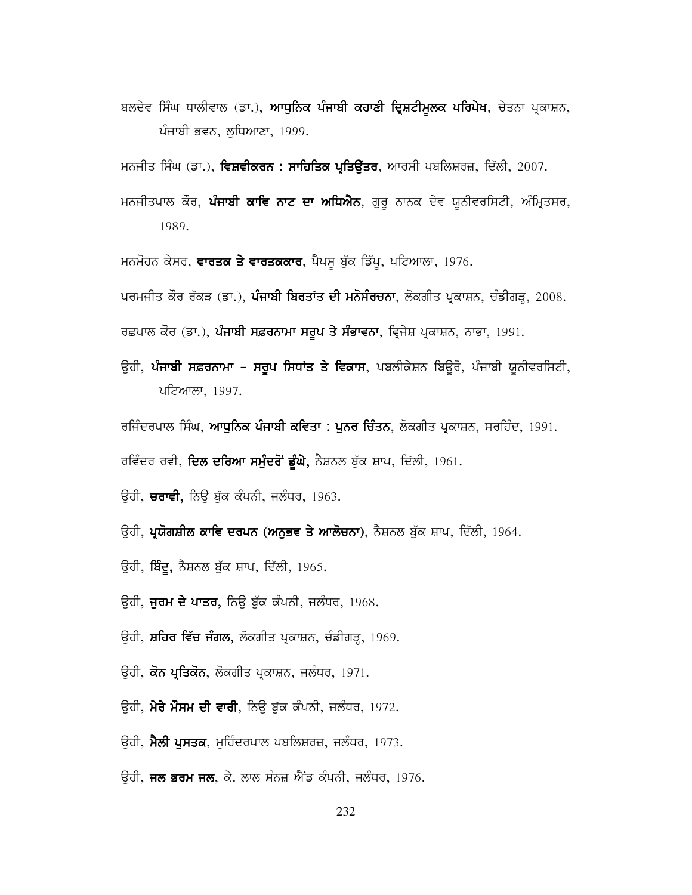ਬਲਦੇਵ ਸਿੰਘ ਧਾਲੀਵਾਲ (ਡਾ.), **ਆਧੁਨਿਕ ਪੰਜਾਬੀ ਕਹਾਣੀ ਦ੍ਰਿਸ਼ਟੀਮੂਲਕ ਪਰਿਪੇਖ**, ਚੇਤਨਾ ਪ੍ਰਕਾਸ਼ਨ, ਪੰਜਾਬੀ ਭਵਨ, ਲੁਧਿਆਣਾ, 1999.

ਮਨਜੀਤ ਸਿੰਘ (ਡਾ.), **ਵਿਸ਼ਵੀਕਰਨ : ਸਾਹਿਤਿਕ ਪ੍ਰਤਿਉੱਤਰ**, ਆਰਸੀ ਪਬਲਿਸ਼ਰਜ਼, ਦਿੱਲੀ, 2007.

ਮਨਜੀਤਪਾਲ ਕੌਰ, **ਪੰਜਾਬੀ ਕਾਵਿ ਨਾਟ ਦਾ ਅਧਿਐਨ**, ਗੁਰੂ ਨਾਨਕ ਦੇਵ ਯੂਨੀਵਰਸਿਟੀ, ਅੰਮ੍ਰਿਤਸਰ, 1989.

ਮਨਮੋਹਨ ਕੇਸਰ, **ਵਾਰਤਕ ਤੇ ਵਾਰਤਕਕਾਰ**, ਪੈਪਸੂ ਬੁੱਕ ਡਿੱਪੂ, ਪਟਿਆਲਾ, 1976.

ਪਰਮਜੀਤ ਕੌਰ ਰੱਕੜ (ਡਾ.), **ਪੰਜਾਬੀ ਬਿਰਤਾਂਤ ਦੀ ਮਨੋਸੰਰਚਨਾ**, ਲੋਕਗੀਤ ਪ੍ਰਕਾਸ਼ਨ, ਚੰਡੀਗੜ੍ਹ, 2008.

ਰਛਪਾਲ ਕੌਰ (ਡਾ.), **ਪੰਜਾਬੀ ਸਫ਼ਰਨਾਮਾ ਸਰੂਪ ਤੇ ਸੰਭਾਵਨਾ**, ਵ੍ਰਿਜੇਸ਼ ਪ੍ਰਕਾਸ਼ਨ, ਨਾਭਾ, 1991.

ਉਹੀ, **ਪੰਜਾਬੀ ਸਫ਼ਰਨਾਮਾ – ਸਰੂਪ ਸਿਧਾਂਤ ਤੇ ਵਿਕਾਸ**, ਪਬਲੀਕੇਸ਼ਨ ਬਿਊਰੋ, ਪੰਜਾਬੀ ਯੂਨੀਵਰਸਿਟੀ, ਪਟਿਆਲਾ, 1997.

ਰਜਿੰਦਰਪਾਲ ਸਿੰਘ, **ਆਧੁਨਿਕ ਪੰਜਾਬੀ ਕਵਿਤਾ : ਪੁਨਰ ਚਿੰਤਨ**, ਲੋਕਗੀਤ ਪ੍ਰਕਾਸ਼ਨ, ਸਰਹਿੰਦ, 1991.

ਰਵਿੰਦਰ ਰਵੀ, **ਦਿਲ ਦਰਿਆ ਸਮੁੰਦਰੋਂ ਡੂੰਘੇ,** ਨੈਸ਼ਨਲ ਬੁੱਕ ਸ਼ਾਪ, ਦਿੱਲੀ, 1961.

ਉਹੀ, **ਚਰਾਵੀ,** ਨਿਉ ਬੁੱਕ ਕੰਪਨੀ, ਜਲੰਧਰ, 1963.

ਉਹੀ, **ਪ੍ਰਯੋਗਸ਼ੀਲ ਕਾਵਿ ਦਰਪਨ (ਅਨੁਭਵ ਤੇ ਆਲੋਚਨਾ)**, ਨੈਸ਼ਨਲ ਬੁੱਕ ਸ਼ਾਪ, ਦਿੱਲੀ, 1964.

ਉਹੀ, **ਬਿੰਦੂ,** ਨੈਸ਼ਨਲ ਬੁੱਕ ਸ਼ਾਪ, ਦਿੱਲੀ, 1965.

ਉਹੀ, **ਜੁਰਮ ਦੇ ਪਾਤਰ,** ਨਿਉ ਬੁੱਕ ਕੰਪਨੀ, ਜਲੰਧਰ, 1968.

ਉਹੀ, **ਸ਼ਹਿਰ ਵਿੱਚ ਜੰਗਲ,** ਲੋਕਗੀਤ ਪ੍ਰਕਾਸ਼ਨ, ਚੰਡੀਗੜ੍ਹ, 1969.

ਉਹੀ, **ਕੋਨ ਪ੍ਰਤਿਕੋਨ**, ਲੋਕਗੀਤ ਪ੍ਰਕਾਸ਼ਨ, ਜਲੰਧਰ, 1971.

ਉਹੀ, **ਮੇਰੇ ਮੌਸਮ ਦੀ ਵਾਰੀ**, ਨਿਉ ਬੁੱਕ ਕੰਪਨੀ, ਜਲੰਧਰ, 1972.

ਉਹੀ, **ਮੈਲੀ ਪੁਸਤਕ**, ਮੁਹਿੰਦਰਪਾਲ ਪਬਲਿਸ਼ਰਜ਼, ਜਲੰਧਰ, 1973.

ਉਹੀ, **ਜਲ ਭਰਮ ਜਲ**, ਕੇ. ਲਾਲ ਸੰਨਜ਼ ਐਂਡ ਕੰਪਨੀ, ਜਲੰਧਰ, 1976.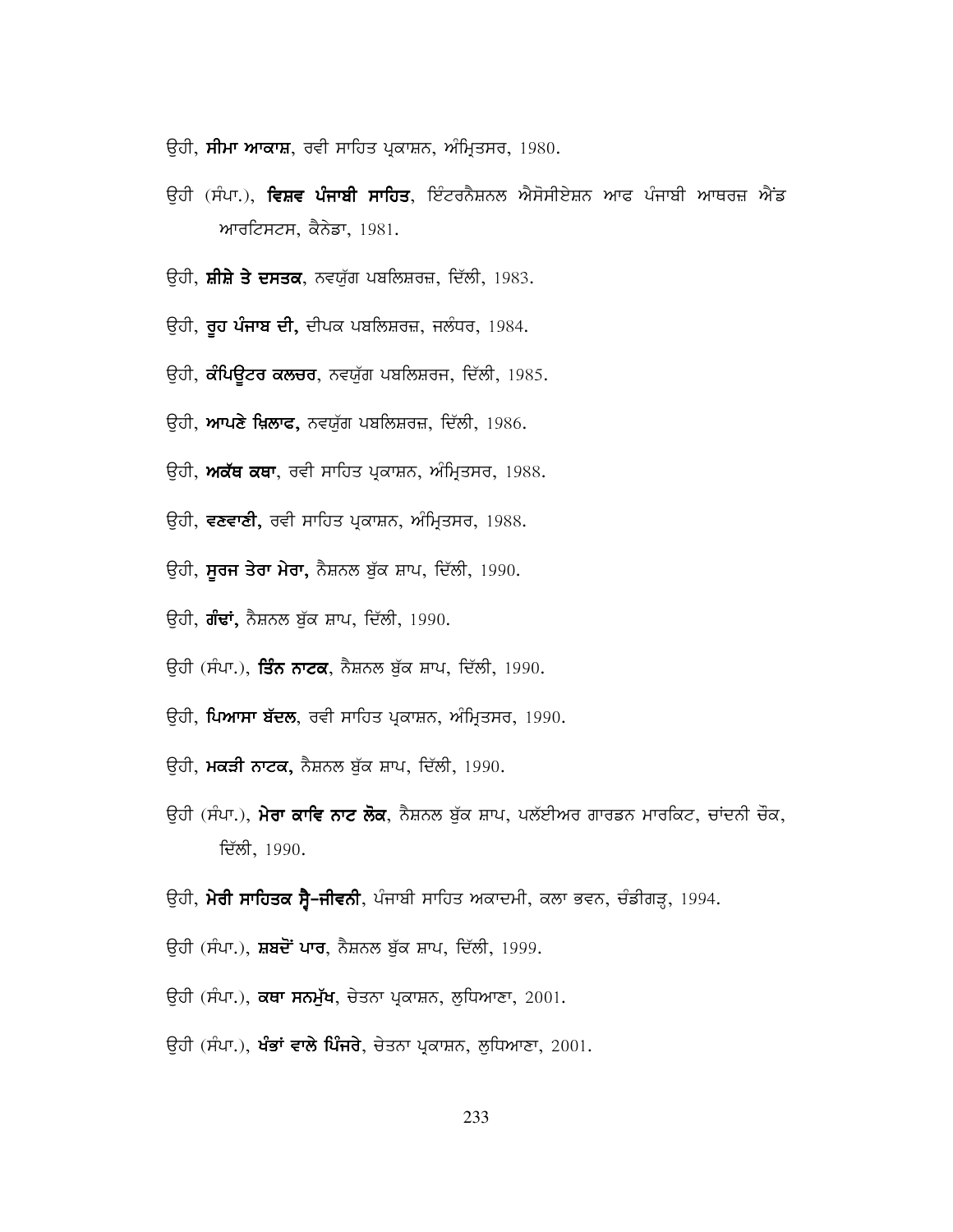ਉਹੀ, **ਸੀਮਾ ਆਕਾਸ਼**, ਰਵੀ ਸਾਹਿਤ ਪ੍ਰਕਾਸ਼ਨ, ਅੰਮ੍ਰਿਤਸਰ, 1980.

ਉਹੀ (ਸੰਪਾ.), **ਵਿਸ਼ਵ ਪੰਜਾਬੀ ਸਾਹਿਤ**, ਇੰਟਰਨੈਸ਼ਨਲ ਐਸੋਸੀਏਸ਼ਨ ਆਫ ਪੰਜਾਬੀ ਆਥਰਜ਼ ਐਂਡ ਆਰਟਿਸਟਸ, ਕੈਨੇਡਾ, 1981.

ਉਹੀ, **ਸ਼ੀਸ਼ੇ ਤੇ ਦਸਤਕ**, ਨਵਯੁੱਗ ਪਬਲਿਸ਼ਰਜ਼, ਦਿੱਲੀ, 1983.

ਉਹੀ, **ਰੂਹ ਪੰਜਾਬ ਦੀ,** ਦੀਪਕ ਪਬਲਿਸ਼ਰਜ਼, ਜਲੰਧਰ, 1984.

ਉਹੀ, **ਕੰਪਿਊਟਰ ਕਲਚਰ**, ਨਵਯੁੱਗ ਪਬਲਿਸ਼ਰਜ, ਦਿੱਲੀ, 1985.

ਉਹੀ, **ਆਪਣੇ ਖ਼ਿਲਾਫ,** ਨਵਯੁੱਗ ਪਬਲਿਸ਼ਰਜ਼, ਦਿੱਲੀ, 1986.

ਉਹੀ, **ਅਕੱਥ ਕਥਾ**, ਰਵੀ ਸਾਹਿਤ ਪ੍ਰਕਾਸ਼ਨ, ਅੰਮ੍ਰਿਤਸਰ, 1988.

ਉਹੀ, **ਵਣਵਾਣੀ,** ਰਵੀ ਸਾਹਿਤ ਪ੍ਰਕਾਸ਼ਨ, ਅੰਮ੍ਰਿਤਸਰ, 1988.

ਉਹੀ, **ਸੂਰਜ ਤੇਰਾ ਮੇਰਾ,** ਨੈਸ਼ਨਲ ਬੁੱਕ ਸ਼ਾਪ, ਦਿੱਲੀ, 1990.

ਉਹੀ, **ਗੰਢਾਂ,** ਨੈਸ਼ਨਲ ਬੁੱਕ ਸ਼ਾਪ, ਦਿੱਲੀ, 1990.

ਉਹੀ (ਸੰਪਾ.), **ਤਿੰਨ ਨਾਟਕ**, ਨੈਸ਼ਨਲ ਬੁੱਕ ਸ਼ਾਪ, ਦਿੱਲੀ, 1990.

ਉਹੀ, **ਪਿਆਸਾ ਬੱਦਲ**, ਰਵੀ ਸਾਹਿਤ ਪ੍ਰਕਾਸ਼ਨ, ਅੰਮ੍ਰਿਤਸਰ, 1990.

ਉਹੀ, **ਮਕੜੀ ਨਾਟਕ,** ਨੈਸ਼ਨਲ ਬੁੱਕ ਸ਼ਾਪ, ਦਿੱਲੀ, 1990.

ਉਹੀ (ਸੰਪਾ.), **ਮੇਰਾ ਕਾਵਿ ਨਾਟ ਲੋਕ**, ਨੈਸ਼ਨਲ ਬੁੱਕ ਸ਼ਾਪ, ਪਲੱਈਅਰ ਗਾਰਡਨ ਮਾਰਕਿਟ, ਚਾਂਦਨੀ ਚੌਕ, ਦਿੱਲੀ, 1990.

ਉਹੀ, **ਮੇਰੀ ਸਾਹਿਤਕ ਸ੍ਵੈ-ਜੀਵਨੀ**, ਪੰਜਾਬੀ ਸਾਹਿਤ ਅਕਾਦਮੀ, ਕਲਾ ਭਵਨ, ਚੰਡੀਗੜ੍ਹ, 1994.

ਉਹੀ (ਸੰਪਾ.), **ਸ਼ਬਦੋਂ ਪਾਰ**, ਨੈਸ਼ਨਲ ਬੁੱਕ ਸ਼ਾਪ, ਦਿੱਲੀ, 1999.

ਉਹੀ (ਸੰਪਾ.), **ਕਥਾ ਸਨਮੁੱਖ**, ਚੇਤਨਾ ਪ੍ਰਕਾਸ਼ਨ, ਲੁਧਿਆਣਾ, 2001.

ਉਹੀ (ਸੰਪਾ.), **ਖੰਭਾਂ ਵਾਲੇ ਪਿੰਜਰੇ**, ਚੇਤਨਾ ਪ੍ਰਕਾਸ਼ਨ, ਲੁਧਿਆਣਾ, 2001.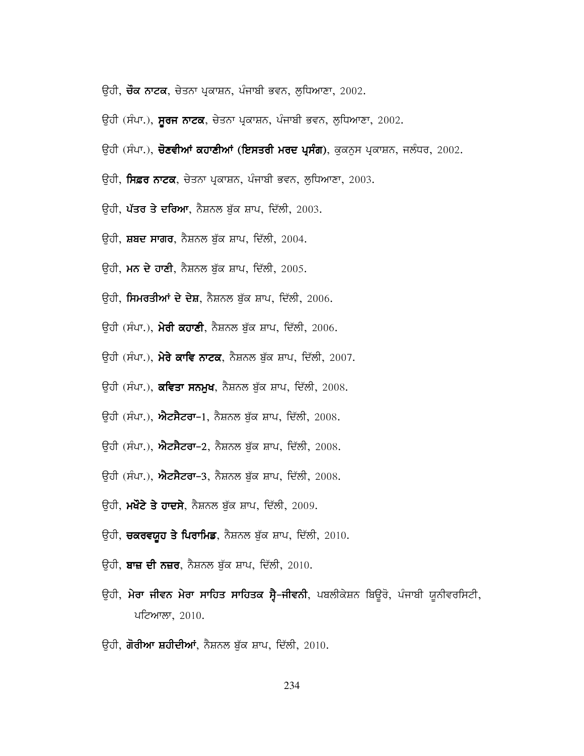ਉਹੀ, **ਚੌਕ ਨਾਟਕ**, ਚੇਤਨਾ ਪ੍ਰਕਾਸ਼ਨ, ਪੰਜਾਬੀ ਭਵਨ, ਲੁਧਿਆਣਾ, 2002.

ਉਹੀ (ਸੰਪਾ.), **ਸੂਰਜ ਨਾਟਕ**, ਚੇਤਨਾ ਪ੍ਰਕਾਸ਼ਨ, ਪੰਜਾਬੀ ਭਵਨ, ਲੁਧਿਆਣਾ, 2002.

ਉਹੀ (ਸੰਪਾ.), **ਚੋਣਵੀਆਂ ਕਹਾਣੀਆਂ (ਇਸਤਰੀ ਮਰਦ ਪ੍ਰਸੰਗ)**, ਕੁਕਨੁਸ ਪ੍ਰਕਾਸ਼ਨ, ਜਲੰਧਰ, 2002.

ਉਹੀ, **ਸਿਫ਼ਰ ਨਾਟਕ**, ਚੇਤਨਾ ਪ੍ਰਕਾਸ਼ਨ, ਪੰਜਾਬੀ ਭਵਨ, ਲੁਧਿਆਣਾ, 2003.

ਉਹੀ, **ਪੱਤਰ ਤੇ ਦਰਿਆ**, ਨੈਸ਼ਨਲ ਬੁੱਕ ਸ਼ਾਪ, ਦਿੱਲੀ, 2003.

ਉਹੀ, **ਸ਼ਬਦ ਸਾਗਰ**, ਨੈਸ਼ਨਲ ਬੁੱਕ ਸ਼ਾਪ, ਦਿੱਲੀ, 2004.

ਉਹੀ, **ਮਨ ਦੇ ਹਾਣੀ**, ਨੈਸ਼ਨਲ ਬੁੱਕ ਸ਼ਾਪ, ਦਿੱਲੀ, 2005.

ਉਹੀ, **ਸਿਮਰਤੀਆਂ ਦੇ ਦੇਸ਼**, ਨੈਸ਼ਨਲ ਬੁੱਕ ਸ਼ਾਪ, ਦਿੱਲੀ, 2006.

ਉਹੀ (ਸੰਪਾ.), **ਮੇਰੀ ਕਹਾਣੀ**, ਨੈਸ਼ਨਲ ਬੁੱਕ ਸ਼ਾਪ, ਦਿੱਲੀ, 2006.

ਉਹੀ (ਸੰਪਾ.), **ਮੇਰੇ ਕਾਵਿ ਨਾਟਕ**, ਨੈਸ਼ਨਲ ਬੁੱਕ ਸ਼ਾਪ, ਦਿੱਲੀ, 2007.

ਉਹੀ (ਸੰਪਾ.), **ਕਵਿਤਾ ਸਨਮੁਖ**, ਨੈਸ਼ਨਲ ਬੁੱਕ ਸ਼ਾਪ, ਦਿੱਲੀ, 2008.

ਉਹੀ (ਸੰਪਾ.), **ਐਟਸੈਟਰਾ-1**, ਨੈਸ਼ਨਲ ਬੁੱਕ ਸ਼ਾਪ, ਦਿੱਲੀ, 2008.

ਉਹੀ (ਸੰਪਾ.), **ਐਟਸੈਟਰਾ-2**, ਨੈਸ਼ਨਲ ਬੁੱਕ ਸ਼ਾਪ, ਦਿੱਲੀ, 2008.

ਉਹੀ (ਸੰਪਾ.), **ਐਟਸੈਟਰਾ-3**, ਨੈਸ਼ਨਲ ਬੁੱਕ ਸ਼ਾਪ, ਦਿੱਲੀ, 2008.

ਉਹੀ, **ਮਖੌਟੇ ਤੇ ਹਾਦਸੇ**, ਨੈਸ਼ਨਲ ਬੁੱਕ ਸ਼ਾਪ, ਦਿੱਲੀ, 2009.

ਉਹੀ, **ਚਕਰਵਯੂਹ ਤੇ ਪਿਰਾਮਿਡ**, ਨੈਸ਼ਨਲ ਬੁੱਕ ਸ਼ਾਪ, ਦਿੱਲੀ, 2010.

ਉਹੀ, **ਬਾਜ਼ ਦੀ ਨਜ਼ਰ**, ਨੈਸ਼ਨਲ ਬੁੱਕ ਸ਼ਾਪ, ਦਿੱਲੀ, 2010.

ਉਹੀ, **ਮੇਰਾ ਜੀਵਨ ਮੇਰਾ ਸਾਹਿਤ ਸਾਹਿਤਕ ਸ੍ਵੈ-ਜੀਵਨੀ**, ਪਬਲੀਕੇਸ਼ਨ ਬਿਊਰੋ, ਪੰਜਾਬੀ ਯੂਨੀਵਰਸਿਟੀ, ਪਟਿਆਲਾ, 2010.

ਉਹੀ, **ਗੋਰੀਆ ਸ਼ਹੀਦੀਆਂ**, ਨੈਸ਼ਨਲ ਬੁੱਕ ਸ਼ਾਪ, ਦਿੱਲੀ, 2010.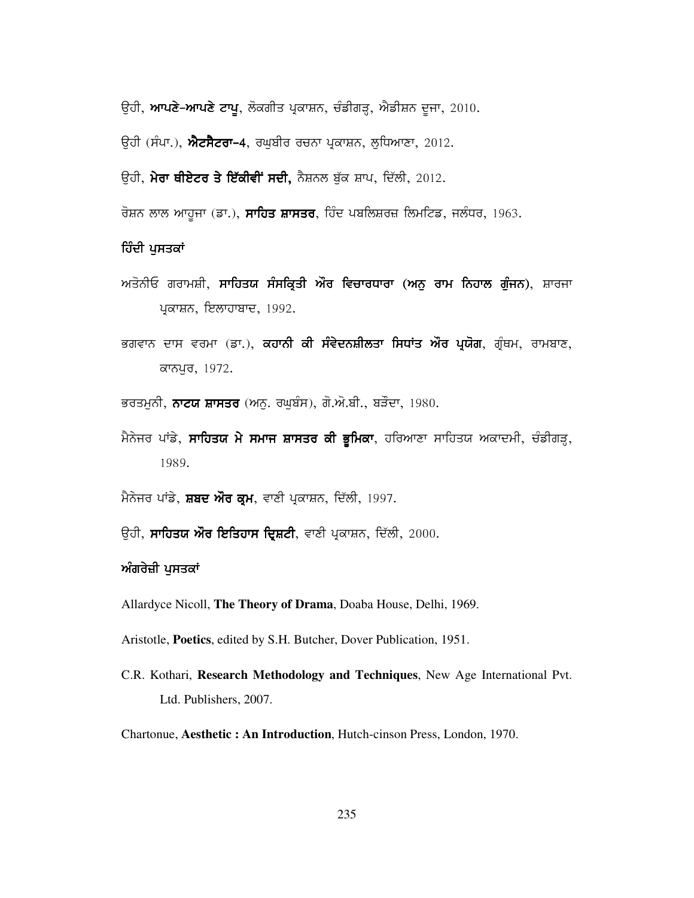ਉਹੀ, **ਆਪਣੇ-ਆਪਣੇ ਟਾਪੂ**, ਲੋਕਗੀਤ ਪ੍ਰਕਾਸ਼ਨ, ਚੰਡੀਗੜ੍ਹ, ਐਡੀਸ਼ਨ ਦੂਜਾ, 2010.

ਉਹੀ (ਸੰਪਾ.), **ਐਟਸੈਟਰਾ-4**, ਰਘੁਬੀਰ ਰਚਨਾ ਪ੍ਰਕਾਸ਼ਨ, ਲੁਧਿਆਣਾ, 2012.

ਉਹੀ, **ਮੇਰਾ ਥੀਏਟਰ ਤੇ ਇੱਕੀਵੀਂ ਸਦੀ,** ਨੈਸ਼ਨਲ ਬੁੱਕ ਸ਼ਾਪ, ਦਿੱਲੀ, 2012.

ਰੋਸ਼ਨ ਲਾਲ ਆਹੂਜਾ (ਡਾ.), **ਸਾਹਿਤ ਸ਼ਾਸਤਰ**, ਹਿੰਦ ਪਬਲਿਸ਼ਰਜ਼ ਲਿਮਟਿਡ, ਜਲੰਧਰ, 1963.

**ਹਿੰਦੀ ਪੁਸਤਕਾਂ**

ਅਤੋਨੀਓ ਗਰਾਮਸ਼ੀ, **ਸਾਹਿਤਯ ਸੰਸਕ੍ਰਿਤੀ ਔਰ ਵਿਚਾਰਧਾਰਾ (ਅਨੁ ਰਾਮ ਨਿਹਾਲ ਗੁੰਜਨ)**, ਸ਼ਾਰਜਾ ਪ੍ਰਕਾਸ਼ਨ, ਇਲਾਹਾਬਾਦ, 1992.

ਭਗਵਾਨ ਦਾਸ ਵਰਮਾ (ਡਾ.), **ਕਹਾਨੀ ਕੀ ਸੰਵੇਦਨਸ਼ੀਲਤਾ ਸਿਧਾਂਤ ਔਰ ਪ੍ਰਯੋਗ**, ਗ੍ਰੰਥਮ, ਰਾਮਬਾਣ, ਕਾਨਪੁਰ, 1972.

ਭਰਤਮੁਨੀ, **ਨਾਟਯ ਸ਼ਾਸਤਰ** (ਅਨੁ. ਰਘੁਬੰਸ), ਗੋ.ਐ.ਬੀ., ਬੜੌਦਾ, 1980.

ਮੈਨੇਜਰ ਪਾਂਡੇ, **ਸਾਹਿਤਯ ਮੇ ਸਮਾਜ ਸ਼ਾਸਤਰ ਕੀ ਭੂਮਿਕਾ**, ਹਰਿਆਣਾ ਸਾਹਿਤਯ ਅਕਾਦਮੀ, ਚੰਡੀਗੜ੍ਹ, 1989.

ਮੈਨੇਜਰ ਪਾਂਡੇ, **ਸ਼ਬਦ ਔਰ ਕ੍ਰਮ**, ਵਾਣੀ ਪ੍ਰਕਾਸ਼ਨ, ਦਿੱਲੀ, 1997.

ਉਹੀ, **ਸਾਹਿਤਯ ਔਰ ਇਤਿਹਾਸ ਦ੍ਰਿਸ਼ਟੀ**, ਵਾਣੀ ਪ੍ਰਕਾਸ਼ਨ, ਦਿੱਲੀ, 2000.

**ਅੰਗਰੇਜ਼ੀ ਪੁਸਤਕਾਂ**

Allardyce Nicoll, **The Theory of Drama**, Doaba House, Delhi, 1969.

Aristotle, **Poetics**, edited by S.H. Butcher, Dover Publication, 1951.

C.R. Kothari, **Research Methodology and Techniques**, New Age International Pvt. Ltd. Publishers, 2007.

Chartonue, **Aesthetic : An Introduction**, Hutch-cinson Press, London, 1970.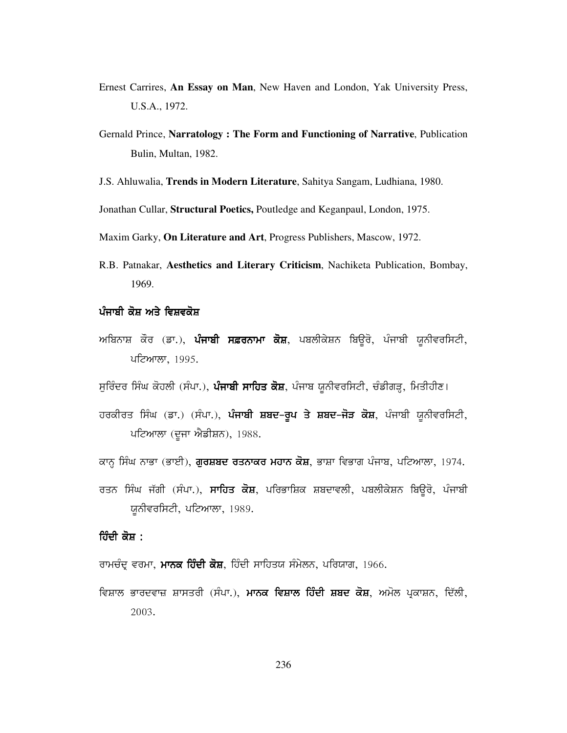Ernest Carrires, **An Essay on Man**, New Haven and London, Yak University Press, U.S.A., 1972.

Gernald Prince, **Narratology : The Form and Functioning of Narrative**, Publication Bulin, Multan, 1982.

J.S. Ahluwalia, **Trends in Modern Literature**, Sahitya Sangam, Ludhiana, 1980.

Jonathan Cullar, **Structural Poetics,** Poutledge and Keganpaul, London, 1975.

Maxim Garky, **On Literature and Art**, Progress Publishers, Mascow, 1972.

R.B. Patnakar, **Aesthetics and Literary Criticism**, Nachiketa Publication, Bombay, 1969.

### ਪੰਜਾਬੀ ਕੋਸ਼ ਅਤੇ ਵਿਸ਼ਵਕੋਸ਼

ਅਬਿਨਾਸ਼ ਕੌਰ (ਡਾ.), **ਪੰਜਾਬੀ ਸਫ਼ਰਨਾਮਾ ਕੋਸ਼**, ਪਬਲੀਕੇਸ਼ਨ ਬਿਊਰੋ, ਪੰਜਾਬੀ ਯੂਨੀਵਰਸਿਟੀ, ਪਟਿਆਲਾ, 1995.

ਸੁਰਿੰਦਰ ਸਿੰਘ ਕੋਹਲੀ (ਸੰਪਾ.), **ਪੰਜਾਬੀ ਸਾਹਿਤ ਕੋਸ਼**, ਪੰਜਾਬ ਯੂਨੀਵਰਸਿਟੀ, ਚੰਡੀਗੜ੍ਹ, ਮਿਤੀਹੀਣ।

ਹਰਕੀਰਤ ਸਿੰਘ (ਡਾ.) (ਸੰਪਾ.), **ਪੰਜਾਬੀ ਸ਼ਬਦ-ਰੂਪ ਤੇ ਸ਼ਬਦ-ਜੋੜ ਕੋਸ਼**, ਪੰਜਾਬੀ ਯੂਨੀਵਰਸਿਟੀ, ਪਟਿਆਲਾ (ਦੂਜਾ ਐਡੀਸ਼ਨ), 1988.

ਕਾਨ੍ਹ ਸਿੰਘ ਨਾਭਾ (ਭਾਈ), **ਗੁਰਸ਼ਬਦ ਰਤਨਾਕਰ ਮਹਾਨ ਕੋਸ਼**, ਭਾਸ਼ਾ ਵਿਭਾਗ ਪੰਜਾਬ, ਪਟਿਆਲਾ, 1974.

ਰਤਨ ਸਿੰਘ ਜੱਗੀ (ਸੰਪਾ.), **ਸਾਹਿਤ ਕੋਸ਼**, ਪਰਿਭਾਸ਼ਿਕ ਸ਼ਬਦਾਵਲੀ, ਪਬਲੀਕੇਸ਼ਨ ਬਿਊਰੋ, ਪੰਜਾਬੀ ਯੂਨੀਵਰਸਿਟੀ, ਪਟਿਆਲਾ, 1989.

### ਹਿੰਦੀ ਕੋਸ਼ :

ਰਾਮਚੰਦ੍ਰ ਵਰਮਾ, **ਮਾਨਕ ਹਿੰਦੀ ਕੋਸ਼**, ਹਿੰਦੀ ਸਾਹਿਤਯ ਸੰਮੇਲਨ, ਪਰਿਯਾਗ, 1966.

ਵਿਸ਼ਾਲ ਭਾਰਦਵਾਜ਼ ਸ਼ਾਸਤਰੀ (ਸੰਪਾ.), **ਮਾਨਕ ਵਿਸ਼ਾਲ ਹਿੰਦੀ ਸ਼ਬਦ ਕੋਸ਼**, ਅਮੋਲ ਪ੍ਰਕਾਸ਼ਨ, ਦਿੱਲੀ, 2003.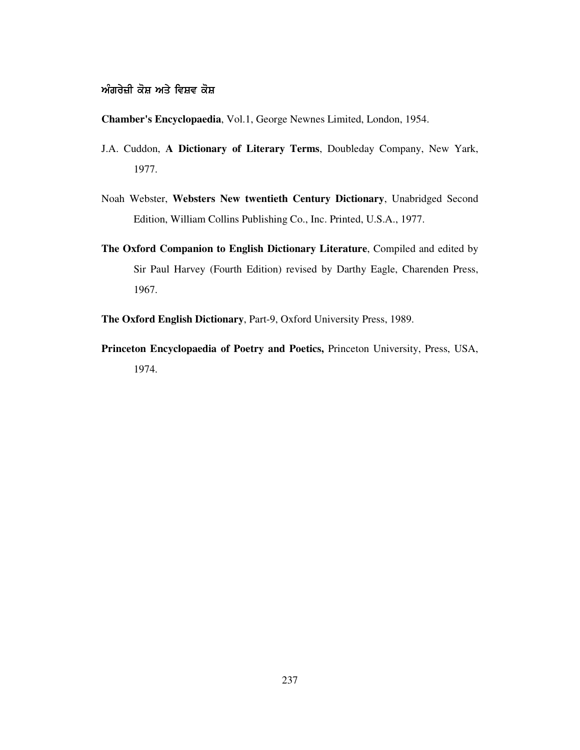### ਅੰਗਰੇਜ਼ੀ ਕੋਸ਼ ਅਤੇ ਵਿਸ਼ਵ ਕੋਸ਼

**Chamber's Encyclopaedia**, Vol.1, George Newnes Limited, London, 1954.

J.A. Cuddon, **A Dictionary of Literary Terms**, Doubleday Company, New Yark, 1977.

Noah Webster, **Websters New twentieth Century Dictionary**, Unabridged Second Edition, William Collins Publishing Co., Inc. Printed, U.S.A., 1977.

**The Oxford Companion to English Dictionary Literature**, Compiled and edited by Sir Paul Harvey (Fourth Edition) revised by Darthy Eagle, Charenden Press, 1967.

**The Oxford English Dictionary**, Part-9, Oxford University Press, 1989.

**Princeton Encyclopaedia of Poetry and Poetics,** Princeton University, Press, USA, 1974.